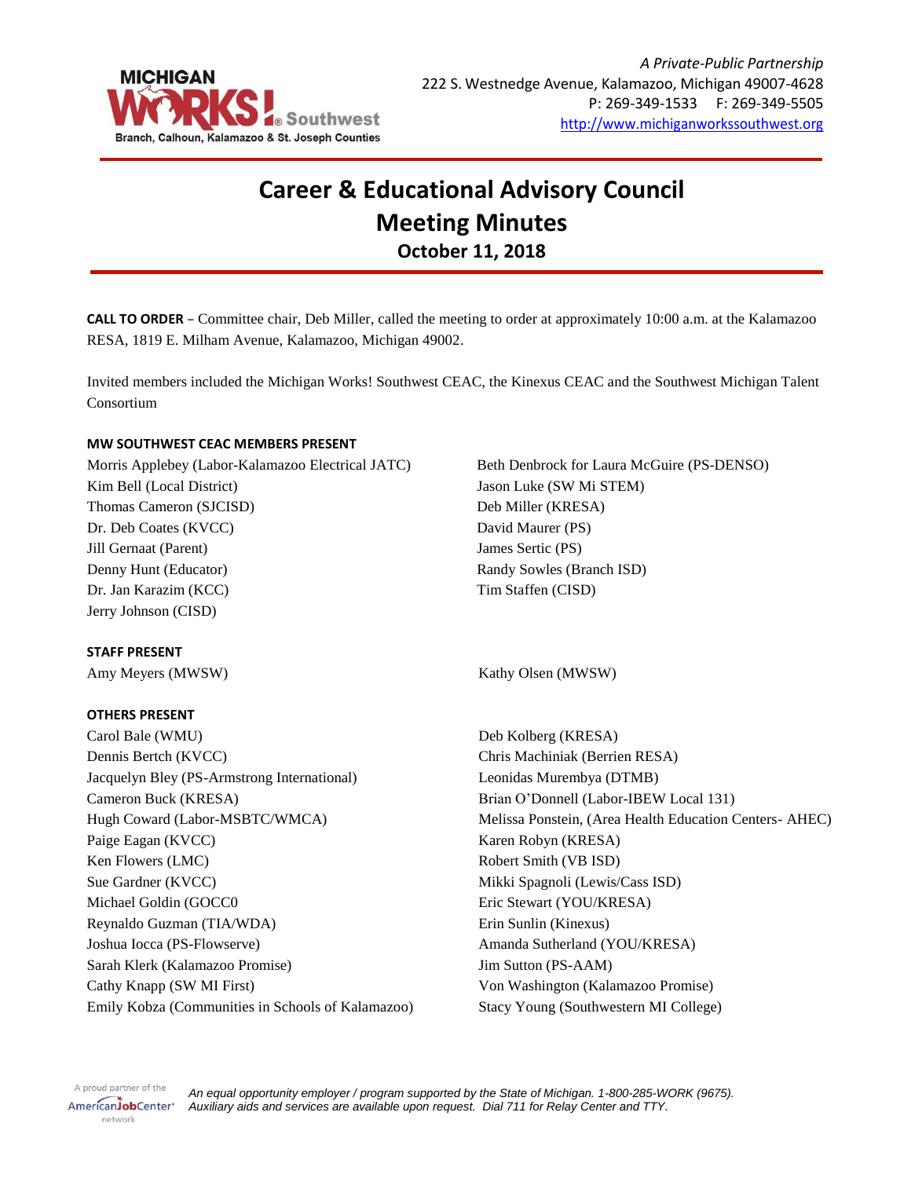MICHIGAN WORKS! Southwest
Branch, Calhoun, Kalamazoo & St. Joseph Counties

*A Private-Public Partnership*
222 S. Westnedge Avenue, Kalamazoo, Michigan 49007-4628
P: 269-349-1533  F: 269-349-5505
http://www.michiganworkssouthwest.org

# Career & Educational Advisory Council
# Meeting Minutes
## October 11, 2018

**CALL TO ORDER** – Committee chair, Deb Miller, called the meeting to order at approximately 10:00 a.m. at the Kalamazoo RESA, 1819 E. Milham Avenue, Kalamazoo, Michigan 49002.

Invited members included the Michigan Works! Southwest CEAC, the Kinexus CEAC and the Southwest Michigan Talent Consortium

**MW SOUTHWEST CEAC MEMBERS PRESENT**

Morris Applebey (Labor-Kalamazoo Electrical JATC)
Kim Bell (Local District)
Thomas Cameron (SJCISD)
Dr. Deb Coates (KVCC)
Jill Gernaat (Parent)
Denny Hunt (Educator)
Dr. Jan Karazim (KCC)
Jerry Johnson (CISD)
Beth Denbrock for Laura McGuire (PS-DENSO)
Jason Luke (SW Mi STEM)
Deb Miller (KRESA)
David Maurer (PS)
James Sertic (PS)
Randy Sowles (Branch ISD)
Tim Staffen (CISD)

**STAFF PRESENT**

Amy Meyers (MWSW)
Kathy Olsen (MWSW)

**OTHERS PRESENT**

Carol Bale (WMU)
Dennis Bertch (KVCC)
Jacquelyn Bley (PS-Armstrong International)
Cameron Buck (KRESA)
Hugh Coward (Labor-MSBTC/WMCA)
Paige Eagan (KVCC)
Ken Flowers (LMC)
Sue Gardner (KVCC)
Michael Goldin (GOCC0
Reynaldo Guzman (TIA/WDA)
Joshua Iocca (PS-Flowserve)
Sarah Klerk (Kalamazoo Promise)
Cathy Knapp (SW MI First)
Emily Kobza (Communities in Schools of Kalamazoo)
Deb Kolberg (KRESA)
Chris Machiniak (Berrien RESA)
Leonidas Murembya (DTMB)
Brian O'Donnell (Labor-IBEW Local 131)
Melissa Ponstein, (Area Health Education Centers- AHEC)
Karen Robyn (KRESA)
Robert Smith (VB ISD)
Mikki Spagnoli (Lewis/Cass ISD)
Eric Stewart (YOU/KRESA)
Erin Sunlin (Kinexus)
Amanda Sutherland (YOU/KRESA)
Jim Sutton (PS-AAM)
Von Washington (Kalamazoo Promise)
Stacy Young (Southwestern MI College)

A proud partner of the AmericanJobCenter network

*An equal opportunity employer / program supported by the State of Michigan. 1-800-285-WORK (9675). Auxiliary aids and services are available upon request. Dial 711 for Relay Center and TTY.*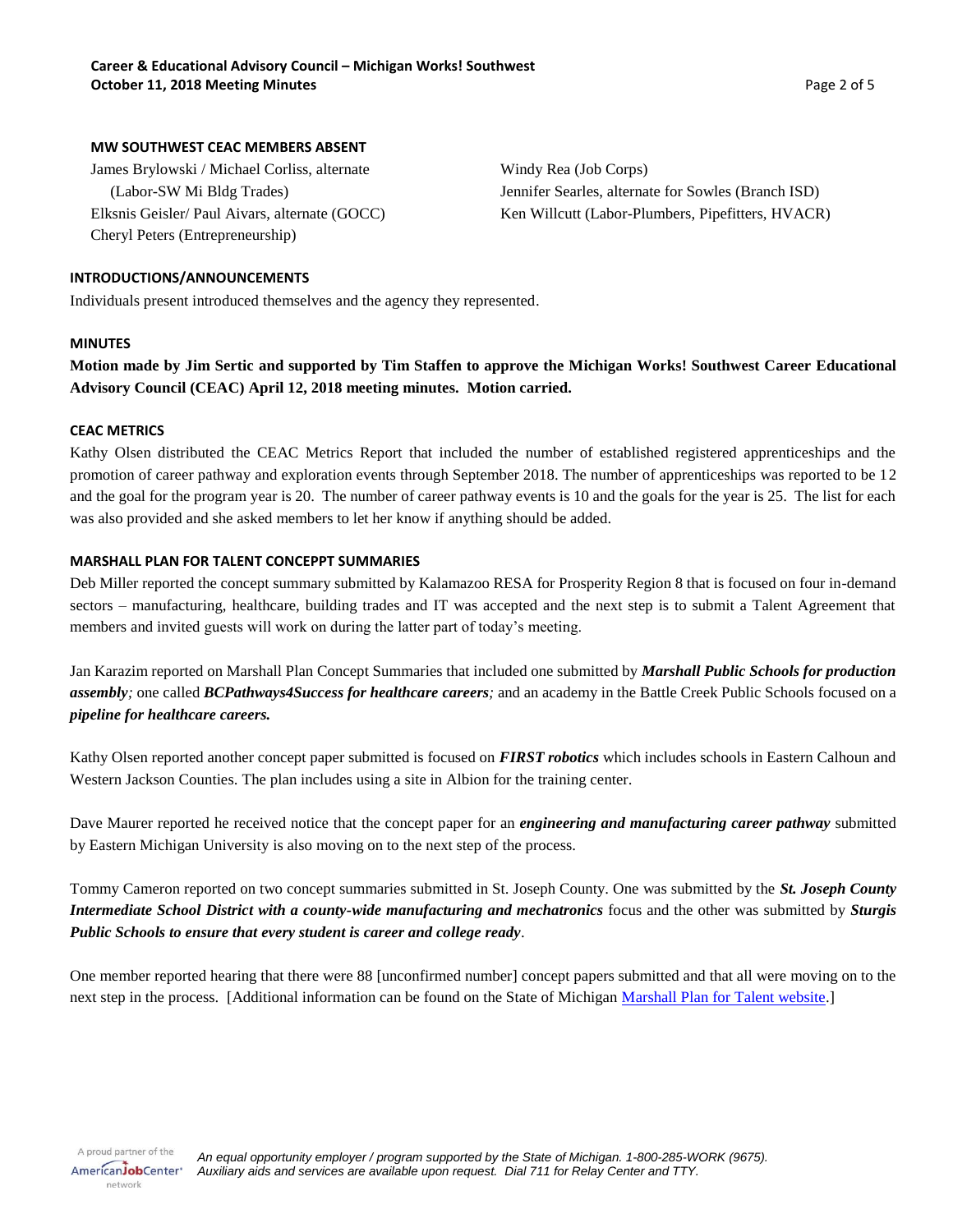#### MW SOUTHWEST CEAC MEMBERS ABSENT

James Brylowski / Michael Corliss, alternate (Labor-SW Mi Bldg Trades)
Elksnis Geisler/ Paul Aivars, alternate (GOCC)
Cheryl Peters (Entrepreneurship)
Windy Rea (Job Corps)
Jennifer Searles, alternate for Sowles (Branch ISD)
Ken Willcutt (Labor-Plumbers, Pipefitters, HVACR)

#### INTRODUCTIONS/ANNOUNCEMENTS

Individuals present introduced themselves and the agency they represented.

#### MINUTES

**Motion made by Jim Sertic and supported by Tim Staffen to approve the Michigan Works! Southwest Career Educational Advisory Council (CEAC) April 12, 2018 meeting minutes. Motion carried.**

#### CEAC METRICS

Kathy Olsen distributed the CEAC Metrics Report that included the number of established registered apprenticeships and the promotion of career pathway and exploration events through September 2018. The number of apprenticeships was reported to be 12 and the goal for the program year is 20. The number of career pathway events is 10 and the goals for the year is 25. The list for each was also provided and she asked members to let her know if anything should be added.

#### MARSHALL PLAN FOR TALENT CONCEPPT SUMMARIES

Deb Miller reported the concept summary submitted by Kalamazoo RESA for Prosperity Region 8 that is focused on four in-demand sectors – manufacturing, healthcare, building trades and IT was accepted and the next step is to submit a Talent Agreement that members and invited guests will work on during the latter part of today's meeting.

Jan Karazim reported on Marshall Plan Concept Summaries that included one submitted by ***Marshall Public Schools for production assembly****;* one called ***BCPathways4Success for healthcare careers****;* and an academy in the Battle Creek Public Schools focused on a ***pipeline for healthcare careers.***

Kathy Olsen reported another concept paper submitted is focused on ***FIRST robotics*** which includes schools in Eastern Calhoun and Western Jackson Counties. The plan includes using a site in Albion for the training center.

Dave Maurer reported he received notice that the concept paper for an ***engineering and manufacturing career pathway*** submitted by Eastern Michigan University is also moving on to the next step of the process.

Tommy Cameron reported on two concept summaries submitted in St. Joseph County. One was submitted by the ***St. Joseph County Intermediate School District with a county-wide manufacturing and mechatronics*** focus and the other was submitted by ***Sturgis Public Schools to ensure that every student is career and college ready***.

One member reported hearing that there were 88 [unconfirmed number] concept papers submitted and that all were moving on to the next step in the process. [Additional information can be found on the State of Michigan Marshall Plan for Talent website.]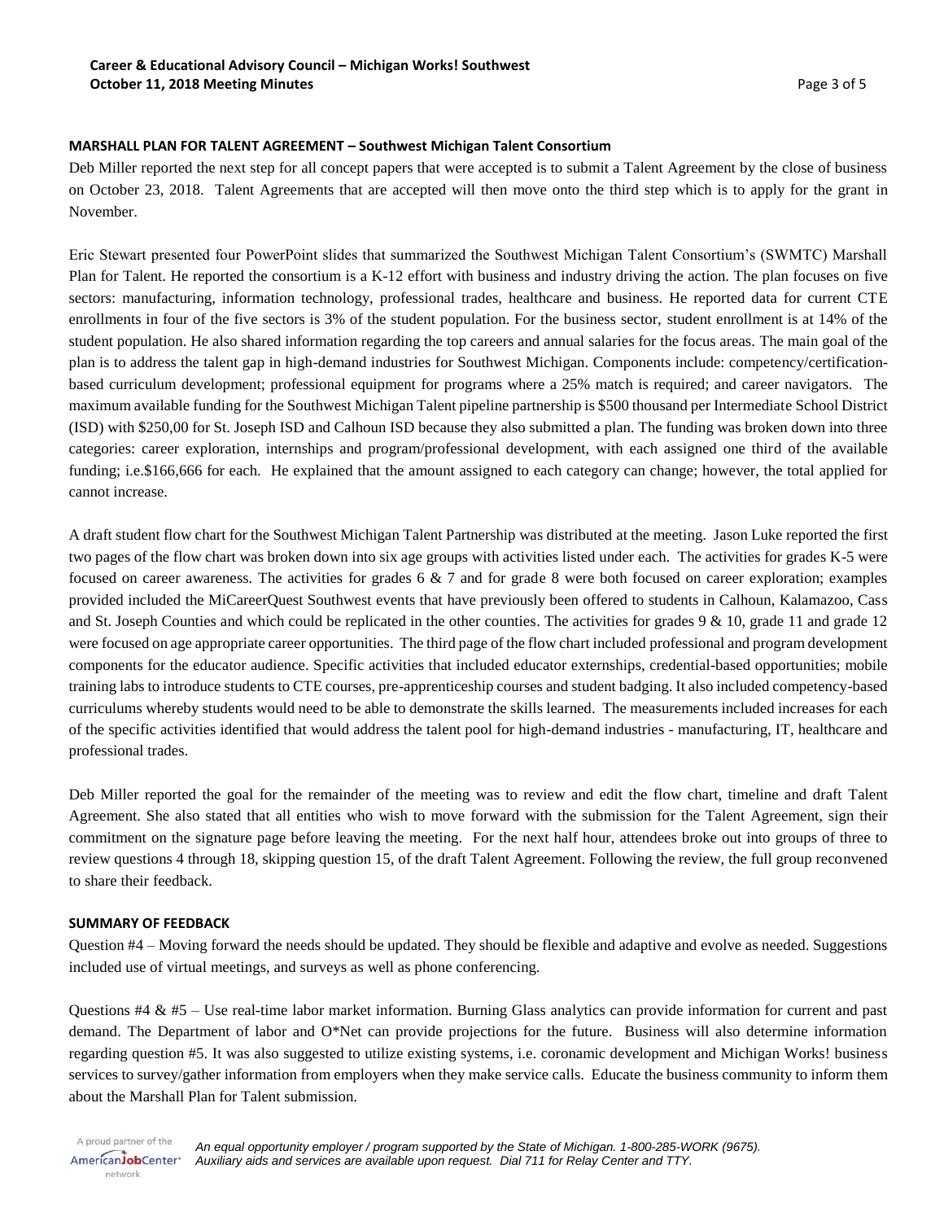**MARSHALL PLAN FOR TALENT AGREEMENT – Southwest Michigan Talent Consortium**

Deb Miller reported the next step for all concept papers that were accepted is to submit a Talent Agreement by the close of business on October 23, 2018. Talent Agreements that are accepted will then move onto the third step which is to apply for the grant in November.

Eric Stewart presented four PowerPoint slides that summarized the Southwest Michigan Talent Consortium's (SWMTC) Marshall Plan for Talent. He reported the consortium is a K-12 effort with business and industry driving the action. The plan focuses on five sectors: manufacturing, information technology, professional trades, healthcare and business. He reported data for current CTE enrollments in four of the five sectors is 3% of the student population. For the business sector, student enrollment is at 14% of the student population. He also shared information regarding the top careers and annual salaries for the focus areas. The main goal of the plan is to address the talent gap in high-demand industries for Southwest Michigan. Components include: competency/certification-based curriculum development; professional equipment for programs where a 25% match is required; and career navigators. The maximum available funding for the Southwest Michigan Talent pipeline partnership is $500 thousand per Intermediate School District (ISD) with $250,00 for St. Joseph ISD and Calhoun ISD because they also submitted a plan. The funding was broken down into three categories: career exploration, internships and program/professional development, with each assigned one third of the available funding; i.e.$166,666 for each. He explained that the amount assigned to each category can change; however, the total applied for cannot increase.

A draft student flow chart for the Southwest Michigan Talent Partnership was distributed at the meeting. Jason Luke reported the first two pages of the flow chart was broken down into six age groups with activities listed under each. The activities for grades K-5 were focused on career awareness. The activities for grades 6 & 7 and for grade 8 were both focused on career exploration; examples provided included the MiCareerQuest Southwest events that have previously been offered to students in Calhoun, Kalamazoo, Cass and St. Joseph Counties and which could be replicated in the other counties. The activities for grades 9 & 10, grade 11 and grade 12 were focused on age appropriate career opportunities. The third page of the flow chart included professional and program development components for the educator audience. Specific activities that included educator externships, credential-based opportunities; mobile training labs to introduce students to CTE courses, pre-apprenticeship courses and student badging. It also included competency-based curriculums whereby students would need to be able to demonstrate the skills learned. The measurements included increases for each of the specific activities identified that would address the talent pool for high-demand industries - manufacturing, IT, healthcare and professional trades.

Deb Miller reported the goal for the remainder of the meeting was to review and edit the flow chart, timeline and draft Talent Agreement. She also stated that all entities who wish to move forward with the submission for the Talent Agreement, sign their commitment on the signature page before leaving the meeting. For the next half hour, attendees broke out into groups of three to review questions 4 through 18, skipping question 15, of the draft Talent Agreement. Following the review, the full group reconvened to share their feedback.

**SUMMARY OF FEEDBACK**

Question #4 – Moving forward the needs should be updated. They should be flexible and adaptive and evolve as needed. Suggestions included use of virtual meetings, and surveys as well as phone conferencing.

Questions #4 & #5 – Use real-time labor market information. Burning Glass analytics can provide information for current and past demand. The Department of labor and O*Net can provide projections for the future. Business will also determine information regarding question #5. It was also suggested to utilize existing systems, i.e. coronamic development and Michigan Works! business services to survey/gather information from employers when they make service calls. Educate the business community to inform them about the Marshall Plan for Talent submission.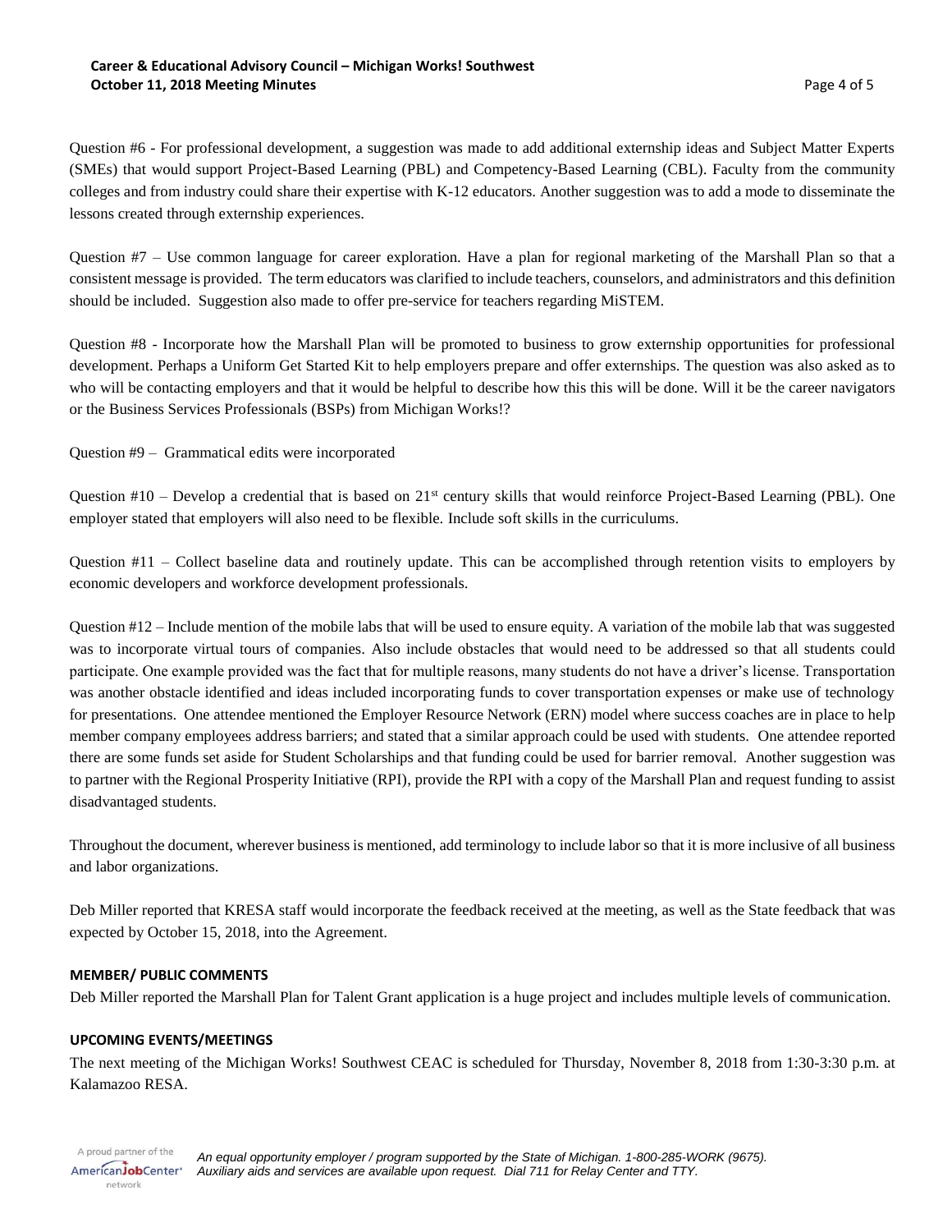Question #6 - For professional development, a suggestion was made to add additional externship ideas and Subject Matter Experts (SMEs) that would support Project-Based Learning (PBL) and Competency-Based Learning (CBL). Faculty from the community colleges and from industry could share their expertise with K-12 educators. Another suggestion was to add a mode to disseminate the lessons created through externship experiences.

Question #7 – Use common language for career exploration. Have a plan for regional marketing of the Marshall Plan so that a consistent message is provided. The term educators was clarified to include teachers, counselors, and administrators and this definition should be included. Suggestion also made to offer pre-service for teachers regarding MiSTEM.

Question #8 - Incorporate how the Marshall Plan will be promoted to business to grow externship opportunities for professional development. Perhaps a Uniform Get Started Kit to help employers prepare and offer externships. The question was also asked as to who will be contacting employers and that it would be helpful to describe how this this will be done. Will it be the career navigators or the Business Services Professionals (BSPs) from Michigan Works!?

Question #9 – Grammatical edits were incorporated

Question #10 – Develop a credential that is based on 21st century skills that would reinforce Project-Based Learning (PBL). One employer stated that employers will also need to be flexible. Include soft skills in the curriculums.

Question #11 – Collect baseline data and routinely update. This can be accomplished through retention visits to employers by economic developers and workforce development professionals.

Question #12 – Include mention of the mobile labs that will be used to ensure equity. A variation of the mobile lab that was suggested was to incorporate virtual tours of companies. Also include obstacles that would need to be addressed so that all students could participate. One example provided was the fact that for multiple reasons, many students do not have a driver's license. Transportation was another obstacle identified and ideas included incorporating funds to cover transportation expenses or make use of technology for presentations. One attendee mentioned the Employer Resource Network (ERN) model where success coaches are in place to help member company employees address barriers; and stated that a similar approach could be used with students. One attendee reported there are some funds set aside for Student Scholarships and that funding could be used for barrier removal. Another suggestion was to partner with the Regional Prosperity Initiative (RPI), provide the RPI with a copy of the Marshall Plan and request funding to assist disadvantaged students.

Throughout the document, wherever business is mentioned, add terminology to include labor so that it is more inclusive of all business and labor organizations.

Deb Miller reported that KRESA staff would incorporate the feedback received at the meeting, as well as the State feedback that was expected by October 15, 2018, into the Agreement.

**MEMBER/ PUBLIC COMMENTS**

Deb Miller reported the Marshall Plan for Talent Grant application is a huge project and includes multiple levels of communication.

**UPCOMING EVENTS/MEETINGS**

The next meeting of the Michigan Works! Southwest CEAC is scheduled for Thursday, November 8, 2018 from 1:30-3:30 p.m. at Kalamazoo RESA.

A proud partner of the AmericanJobCenter network

*An equal opportunity employer / program supported by the State of Michigan. 1-800-285-WORK (9675). Auxiliary aids and services are available upon request. Dial 711 for Relay Center and TTY.*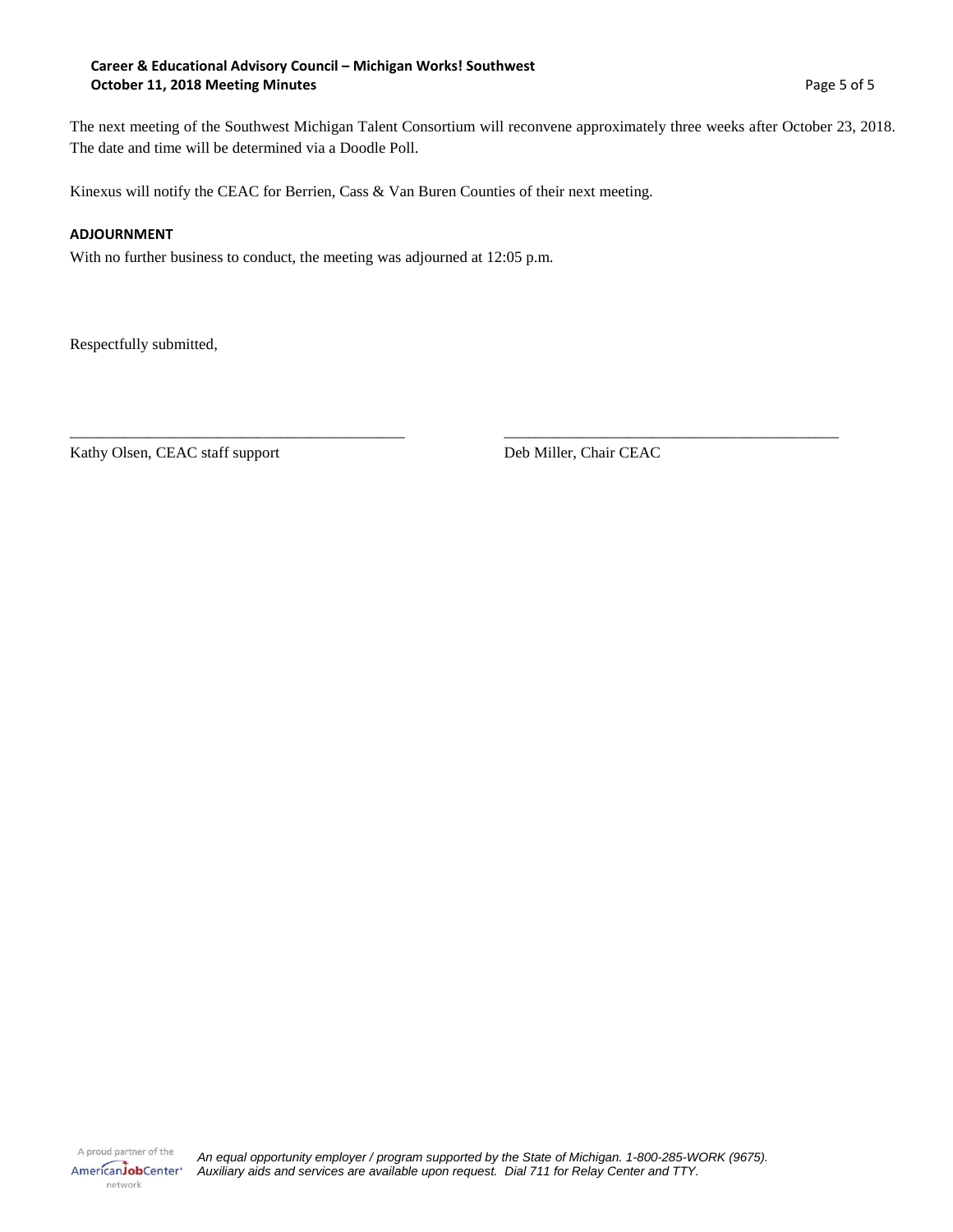The next meeting of the Southwest Michigan Talent Consortium will reconvene approximately three weeks after October 23, 2018. The date and time will be determined via a Doodle Poll.

Kinexus will notify the CEAC for Berrien, Cass & Van Buren Counties of their next meeting.

**ADJOURNMENT**

With no further business to conduct, the meeting was adjourned at 12:05 p.m.

Respectfully submitted,

| | |
|---|---|
| \_\_\_\_\_\_\_\_\_\_\_\_\_\_\_\_\_\_\_\_\_\_\_\_\_\_\_\_\_\_\_\_\_\_\_\_\_\_\_\_\_\_\_\_ | \_\_\_\_\_\_\_\_\_\_\_\_\_\_\_\_\_\_\_\_\_\_\_\_\_\_\_\_\_\_\_\_\_\_\_\_\_\_\_\_\_\_\_\_ |
| Kathy Olsen, CEAC staff support | Deb Miller, Chair CEAC |

A proud partner of the AmericanJobCenter network

*An equal opportunity employer / program supported by the State of Michigan. 1-800-285-WORK (9675). Auxiliary aids and services are available upon request. Dial 711 for Relay Center and TTY.*